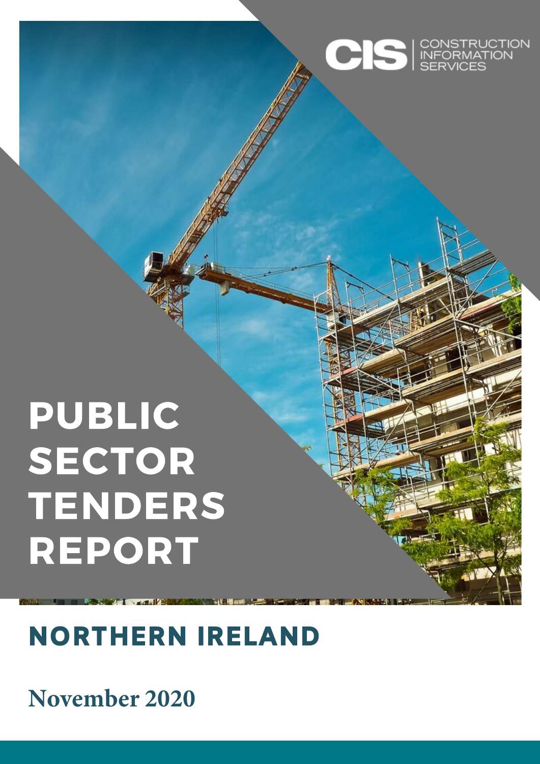CIS | CONSTRUCTION INFORMATION SERVICES

# PUBLIC SECTOR TENDERS REPORT

## NORTHERN IRELAND

November 2020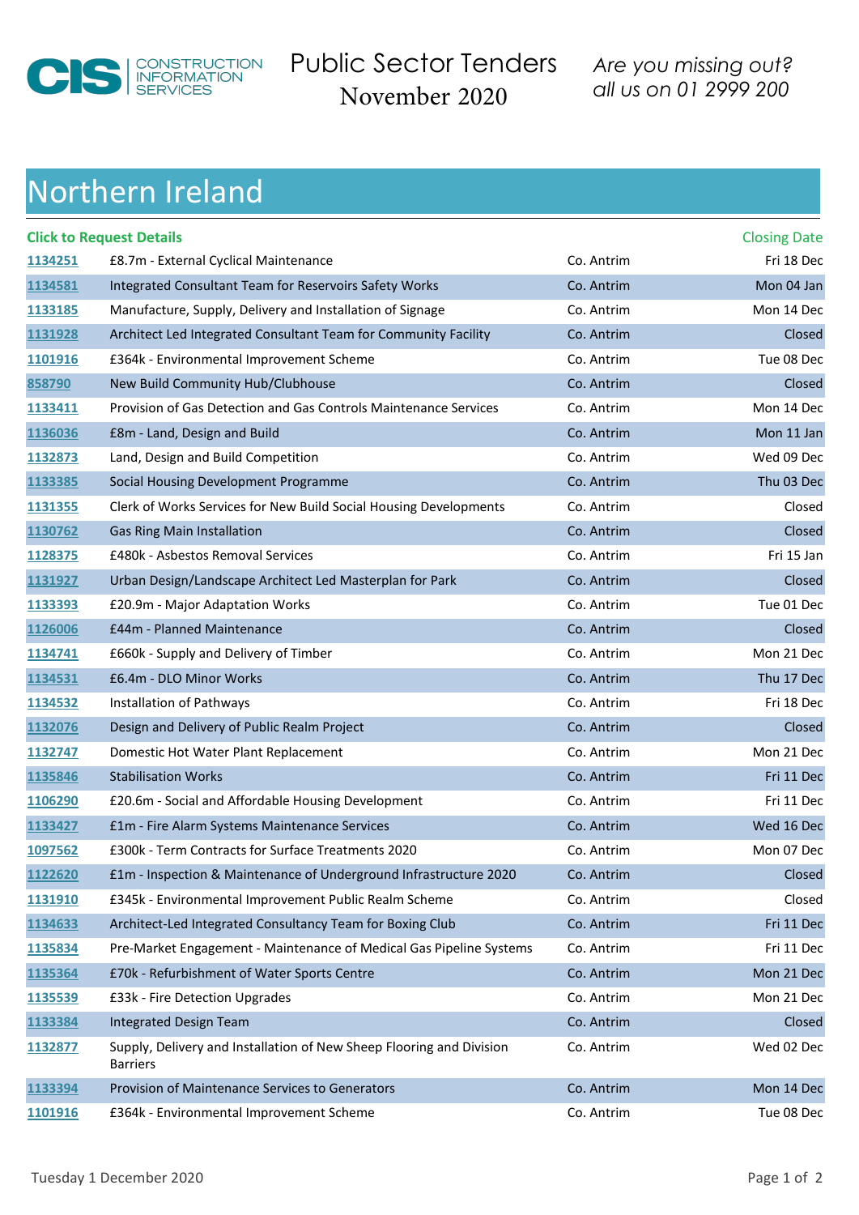# Public Sector Tenders
November 2020

*Are you missing out?*
*all us on 01 2999 200*

## Northern Ireland

| Click to Request Details | | | Closing Date |
|---|---|---|---|
| 1134251 | £8.7m - External Cyclical Maintenance | Co. Antrim | Fri 18 Dec |
| 1134581 | Integrated Consultant Team for Reservoirs Safety Works | Co. Antrim | Mon 04 Jan |
| 1133185 | Manufacture, Supply, Delivery and Installation of Signage | Co. Antrim | Mon 14 Dec |
| 1131928 | Architect Led Integrated Consultant Team for Community Facility | Co. Antrim | Closed |
| 1101916 | £364k - Environmental Improvement Scheme | Co. Antrim | Tue 08 Dec |
| 858790 | New Build Community Hub/Clubhouse | Co. Antrim | Closed |
| 1133411 | Provision of Gas Detection and Gas Controls Maintenance Services | Co. Antrim | Mon 14 Dec |
| 1136036 | £8m - Land, Design and Build | Co. Antrim | Mon 11 Jan |
| 1132873 | Land, Design and Build Competition | Co. Antrim | Wed 09 Dec |
| 1133385 | Social Housing Development Programme | Co. Antrim | Thu 03 Dec |
| 1131355 | Clerk of Works Services for New Build Social Housing Developments | Co. Antrim | Closed |
| 1130762 | Gas Ring Main Installation | Co. Antrim | Closed |
| 1128375 | £480k - Asbestos Removal Services | Co. Antrim | Fri 15 Jan |
| 1131927 | Urban Design/Landscape Architect Led Masterplan for Park | Co. Antrim | Closed |
| 1133393 | £20.9m - Major Adaptation Works | Co. Antrim | Tue 01 Dec |
| 1126006 | £44m - Planned Maintenance | Co. Antrim | Closed |
| 1134741 | £660k - Supply and Delivery of Timber | Co. Antrim | Mon 21 Dec |
| 1134531 | £6.4m - DLO Minor Works | Co. Antrim | Thu 17 Dec |
| 1134532 | Installation of Pathways | Co. Antrim | Fri 18 Dec |
| 1132076 | Design and Delivery of Public Realm Project | Co. Antrim | Closed |
| 1132747 | Domestic Hot Water Plant Replacement | Co. Antrim | Mon 21 Dec |
| 1135846 | Stabilisation Works | Co. Antrim | Fri 11 Dec |
| 1106290 | £20.6m - Social and Affordable Housing Development | Co. Antrim | Fri 11 Dec |
| 1133427 | £1m - Fire Alarm Systems Maintenance Services | Co. Antrim | Wed 16 Dec |
| 1097562 | £300k - Term Contracts for Surface Treatments 2020 | Co. Antrim | Mon 07 Dec |
| 1122620 | £1m - Inspection & Maintenance of Underground Infrastructure 2020 | Co. Antrim | Closed |
| 1131910 | £345k - Environmental Improvement Public Realm Scheme | Co. Antrim | Closed |
| 1134633 | Architect-Led Integrated Consultancy Team for Boxing Club | Co. Antrim | Fri 11 Dec |
| 1135834 | Pre-Market Engagement - Maintenance of Medical Gas Pipeline Systems | Co. Antrim | Fri 11 Dec |
| 1135364 | £70k - Refurbishment of Water Sports Centre | Co. Antrim | Mon 21 Dec |
| 1135539 | £33k - Fire Detection Upgrades | Co. Antrim | Mon 21 Dec |
| 1133384 | Integrated Design Team | Co. Antrim | Closed |
| 1132877 | Supply, Delivery and Installation of New Sheep Flooring and Division Barriers | Co. Antrim | Wed 02 Dec |
| 1133394 | Provision of Maintenance Services to Generators | Co. Antrim | Mon 14 Dec |
| 1101916 | £364k - Environmental Improvement Scheme | Co. Antrim | Tue 08 Dec |

Tuesday 1 December 2020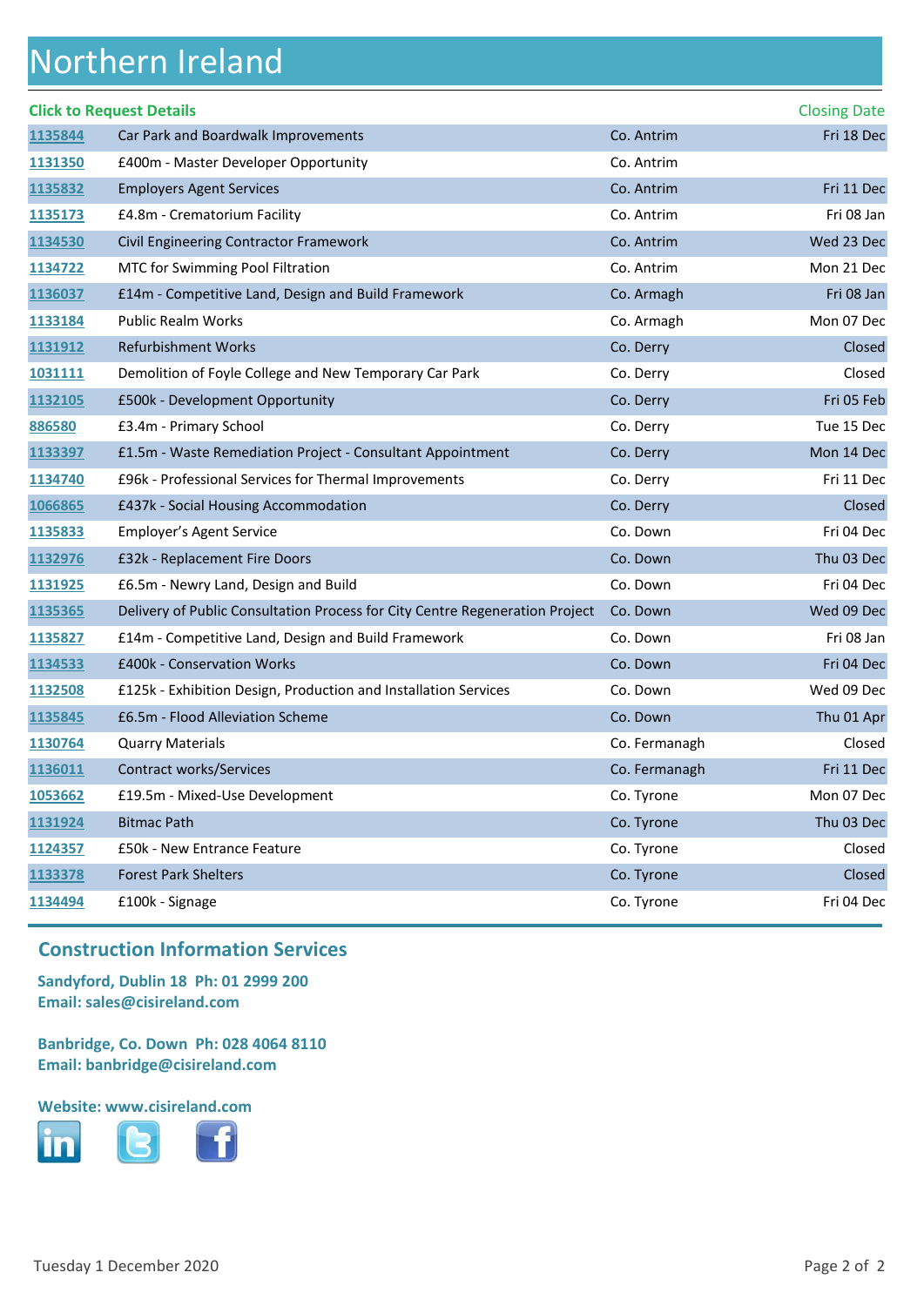# Northern Ireland

| Click to Request Details | | | Closing Date |
|---|---|---|---|
| 1135844 | Car Park and Boardwalk Improvements | Co. Antrim | Fri 18 Dec |
| 1131350 | £400m - Master Developer Opportunity | Co. Antrim | |
| 1135832 | Employers Agent Services | Co. Antrim | Fri 11 Dec |
| 1135173 | £4.8m - Crematorium Facility | Co. Antrim | Fri 08 Jan |
| 1134530 | Civil Engineering Contractor Framework | Co. Antrim | Wed 23 Dec |
| 1134722 | MTC for Swimming Pool Filtration | Co. Antrim | Mon 21 Dec |
| 1136037 | £14m - Competitive Land, Design and Build Framework | Co. Armagh | Fri 08 Jan |
| 1133184 | Public Realm Works | Co. Armagh | Mon 07 Dec |
| 1131912 | Refurbishment Works | Co. Derry | Closed |
| 1031111 | Demolition of Foyle College and New Temporary Car Park | Co. Derry | Closed |
| 1132105 | £500k - Development Opportunity | Co. Derry | Fri 05 Feb |
| 886580 | £3.4m - Primary School | Co. Derry | Tue 15 Dec |
| 1133397 | £1.5m - Waste Remediation Project - Consultant Appointment | Co. Derry | Mon 14 Dec |
| 1134740 | £96k - Professional Services for Thermal Improvements | Co. Derry | Fri 11 Dec |
| 1066865 | £437k - Social Housing Accommodation | Co. Derry | Closed |
| 1135833 | Employer's Agent Service | Co. Down | Fri 04 Dec |
| 1132976 | £32k - Replacement Fire Doors | Co. Down | Thu 03 Dec |
| 1131925 | £6.5m - Newry Land, Design and Build | Co. Down | Fri 04 Dec |
| 1135365 | Delivery of Public Consultation Process for City Centre Regeneration Project | Co. Down | Wed 09 Dec |
| 1135827 | £14m - Competitive Land, Design and Build Framework | Co. Down | Fri 08 Jan |
| 1134533 | £400k - Conservation Works | Co. Down | Fri 04 Dec |
| 1132508 | £125k - Exhibition Design, Production and Installation Services | Co. Down | Wed 09 Dec |
| 1135845 | £6.5m - Flood Alleviation Scheme | Co. Down | Thu 01 Apr |
| 1130764 | Quarry Materials | Co. Fermanagh | Closed |
| 1136011 | Contract works/Services | Co. Fermanagh | Fri 11 Dec |
| 1053662 | £19.5m - Mixed-Use Development | Co. Tyrone | Mon 07 Dec |
| 1131924 | Bitmac Path | Co. Tyrone | Thu 03 Dec |
| 1124357 | £50k - New Entrance Feature | Co. Tyrone | Closed |
| 1133378 | Forest Park Shelters | Co. Tyrone | Closed |
| 1134494 | £100k - Signage | Co. Tyrone | Fri 04 Dec |

## Construction Information Services

**Sandyford, Dublin 18 Ph: 01 2999 200**
**Email: sales@cisireland.com**

**Banbridge, Co. Down Ph: 028 4064 8110**
**Email: banbridge@cisireland.com**

**Website: www.cisireland.com**